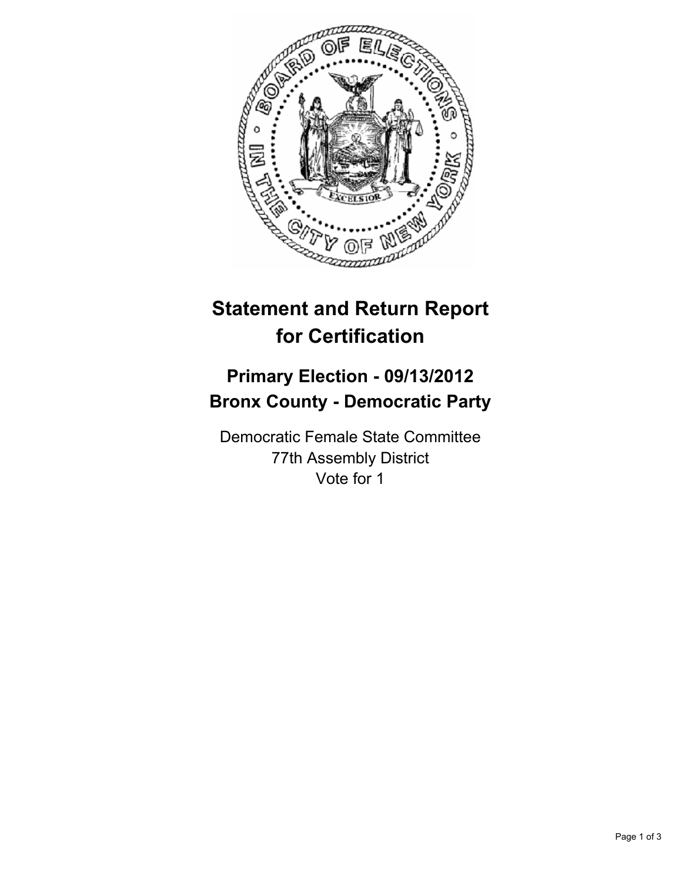# Statement and Return Report for Certification

## Primary Election - 09/13/2012
## Bronx County - Democratic Party

Democratic Female State Committee
77th Assembly District
Vote for 1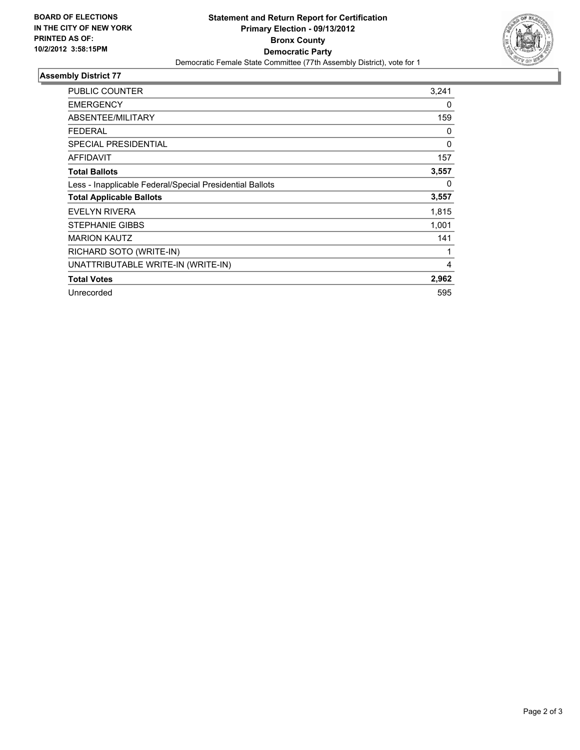**BOARD OF ELECTIONS IN THE CITY OF NEW YORK PRINTED AS OF: 10/2/2012 3:58:15PM**

# Statement and Return Report for Certification
## Primary Election - 09/13/2012
## Bronx County
## Democratic Party

Democratic Female State Committee (77th Assembly District), vote for 1

### Assembly District 77

| | |
|---|---|
| PUBLIC COUNTER | 3,241 |
| EMERGENCY | 0 |
| ABSENTEE/MILITARY | 159 |
| FEDERAL | 0 |
| SPECIAL PRESIDENTIAL | 0 |
| AFFIDAVIT | 157 |
| **Total Ballots** | **3,557** |
| Less - Inapplicable Federal/Special Presidential Ballots | 0 |
| **Total Applicable Ballots** | **3,557** |
| EVELYN RIVERA | 1,815 |
| STEPHANIE GIBBS | 1,001 |
| MARION KAUTZ | 141 |
| RICHARD SOTO (WRITE-IN) | 1 |
| UNATTRIBUTABLE WRITE-IN (WRITE-IN) | 4 |
| **Total Votes** | **2,962** |
| Unrecorded | 595 |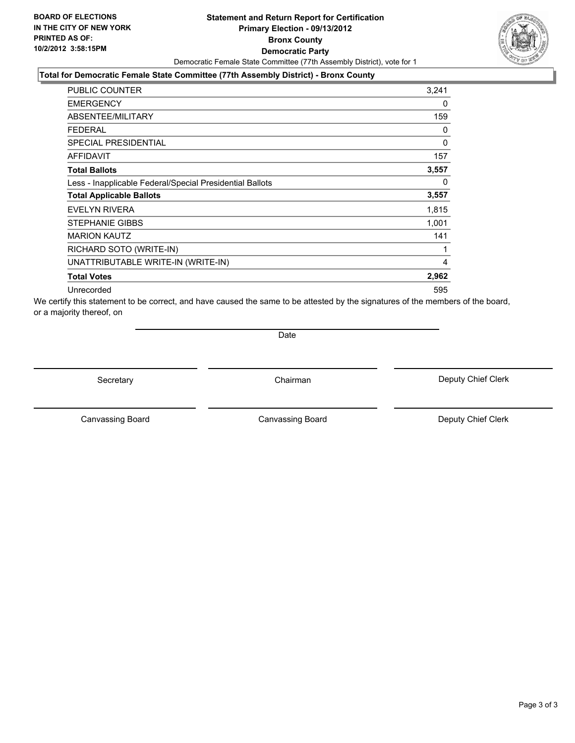**BOARD OF ELECTIONS IN THE CITY OF NEW YORK PRINTED AS OF: 10/2/2012 3:58:15PM**

# Statement and Return Report for Certification
## Primary Election - 09/13/2012
## Bronx County
## Democratic Party

Democratic Female State Committee (77th Assembly District), vote for 1

### Total for Democratic Female State Committee (77th Assembly District) - Bronx County

| | |
|---|---|
| PUBLIC COUNTER | 3,241 |
| EMERGENCY | 0 |
| ABSENTEE/MILITARY | 159 |
| FEDERAL | 0 |
| SPECIAL PRESIDENTIAL | 0 |
| AFFIDAVIT | 157 |
| **Total Ballots** | **3,557** |
| Less - Inapplicable Federal/Special Presidential Ballots | 0 |
| **Total Applicable Ballots** | **3,557** |
| EVELYN RIVERA | 1,815 |
| STEPHANIE GIBBS | 1,001 |
| MARION KAUTZ | 141 |
| RICHARD SOTO (WRITE-IN) | 1 |
| UNATTRIBUTABLE WRITE-IN (WRITE-IN) | 4 |
| **Total Votes** | **2,962** |
| Unrecorded | 595 |

We certify this statement to be correct, and have caused the same to be attested by the signatures of the members of the board, or a majority thereof, on

Date

Secretary | Chairman | Deputy Chief Clerk

Canvassing Board | Canvassing Board | Deputy Chief Clerk